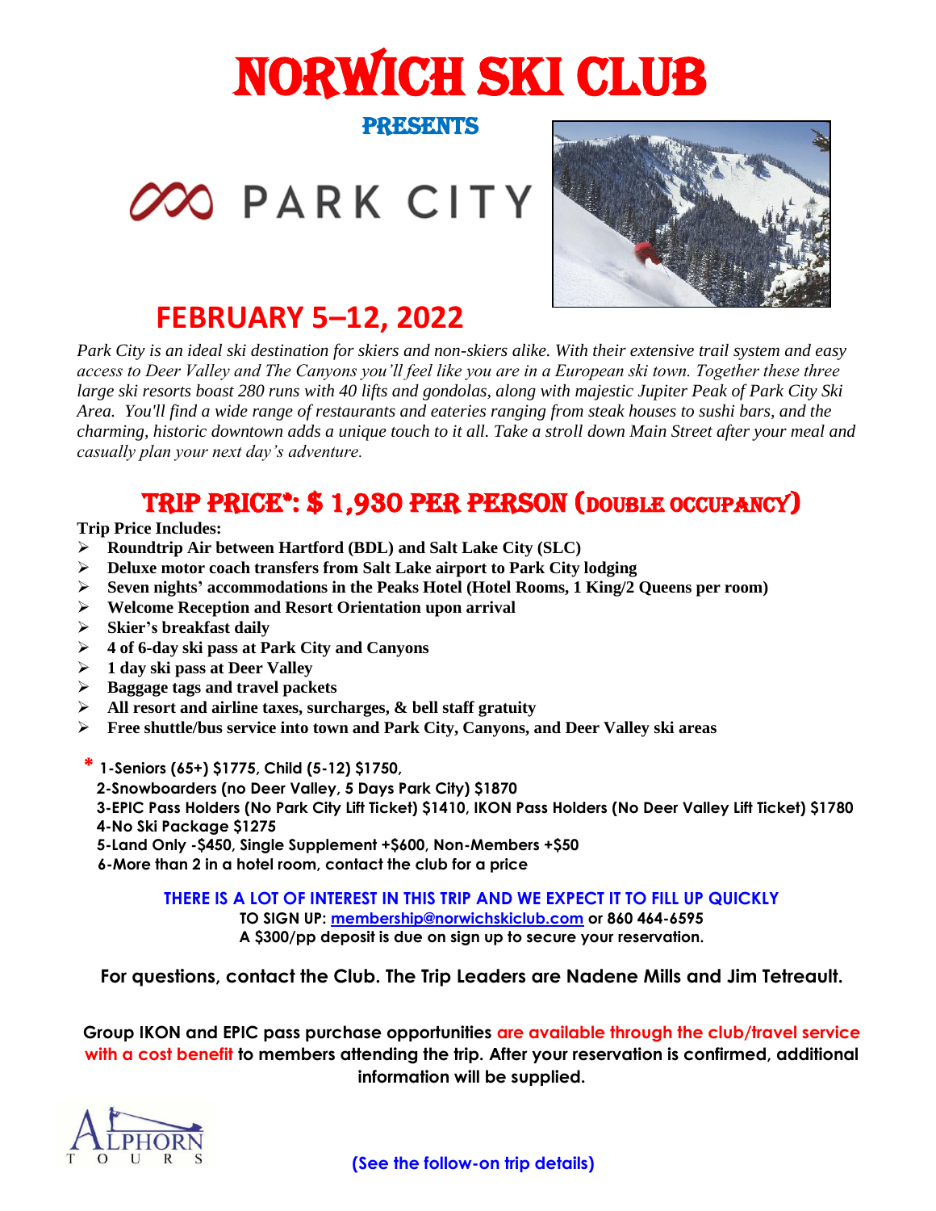# NORWICH SKI CLUB

## PRESENTS

## PARK CITY

## FEBRUARY 5–12, 2022

*Park City is an ideal ski destination for skiers and non-skiers alike. With their extensive trail system and easy access to Deer Valley and The Canyons you'll feel like you are in a European ski town. Together these three large ski resorts boast 280 runs with 40 lifts and gondolas, along with majestic Jupiter Peak of Park City Ski Area. You'll find a wide range of restaurants and eateries ranging from steak houses to sushi bars, and the charming, historic downtown adds a unique touch to it all. Take a stroll down Main Street after your meal and casually plan your next day's adventure.*

## TRIP PRICE*: $ 1,930 PER PERSON (DOUBLE OCCUPANCY)

**Trip Price Includes:**

- **Roundtrip Air between Hartford (BDL) and Salt Lake City (SLC)**
- **Deluxe motor coach transfers from Salt Lake airport to Park City lodging**
- **Seven nights' accommodations in the Peaks Hotel (Hotel Rooms, 1 King/2 Queens per room)**
- **Welcome Reception and Resort Orientation upon arrival**
- **Skier's breakfast daily**
- **4 of 6-day ski pass at Park City and Canyons**
- **1 day ski pass at Deer Valley**
- **Baggage tags and travel packets**
- **All resort and airline taxes, surcharges, & bell staff gratuity**
- **Free shuttle/bus service into town and Park City, Canyons, and Deer Valley ski areas**

**\* 1-Seniors (65+) $1775, Child (5-12) $1750,**
**2-Snowboarders (no Deer Valley, 5 Days Park City) $1870**
**3-EPIC Pass Holders (No Park City Lift Ticket) $1410, IKON Pass Holders (No Deer Valley Lift Ticket) $1780**
**4-No Ski Package $1275**
**5-Land Only -$450, Single Supplement +$600, Non-Members +$50**
**6-More than 2 in a hotel room, contact the club for a price**

**THERE IS A LOT OF INTEREST IN THIS TRIP AND WE EXPECT IT TO FILL UP QUICKLY**

**TO SIGN UP: membership@norwichskiclub.com or 860 464-6595**

**A $300/pp deposit is due on sign up to secure your reservation.**

**For questions, contact the Club. The Trip Leaders are Nadene Mills and Jim Tetreault.**

**Group IKON and EPIC pass purchase opportunities are available through the club/travel service with a cost benefit to members attending the trip. After your reservation is confirmed, additional information will be supplied.**

ALPHORN TOURS

**(See the follow-on trip details)**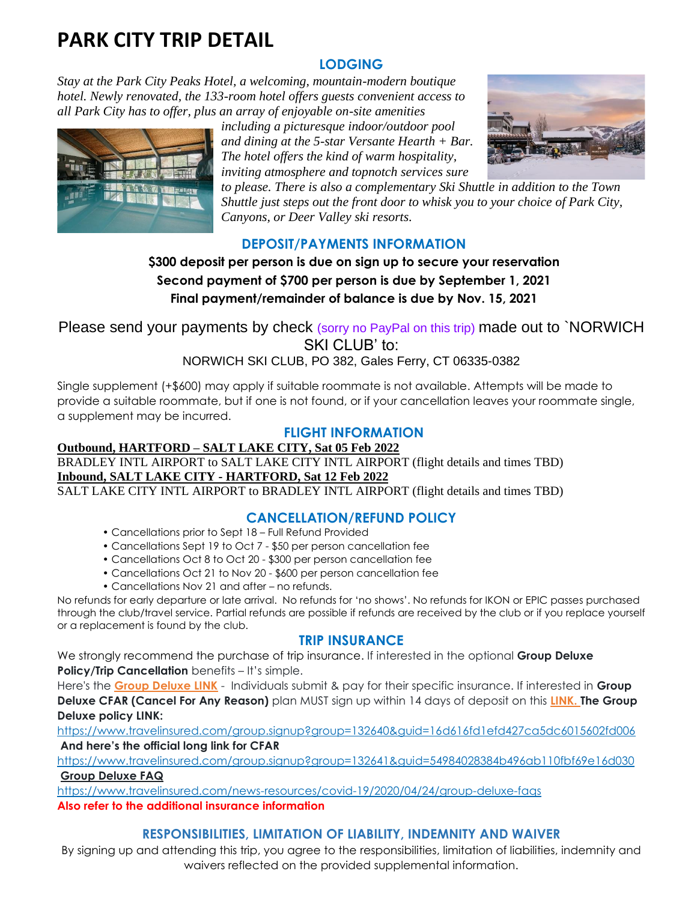# PARK CITY TRIP DETAIL

## LODGING

*Stay at the Park City Peaks Hotel, a welcoming, mountain-modern boutique hotel. Newly renovated, the 133-room hotel offers guests convenient access to all Park City has to offer, plus an array of enjoyable on-site amenities including a picturesque indoor/outdoor pool and dining at the 5-star Versante Hearth + Bar. The hotel offers the kind of warm hospitality, inviting atmosphere and topnotch services sure to please. There is also a complementary Ski Shuttle in addition to the Town Shuttle just steps out the front door to whisk you to your choice of Park City, Canyons, or Deer Valley ski resorts.*

## DEPOSIT/PAYMENTS INFORMATION

**$300 deposit per person is due on sign up to secure your reservation**
**Second payment of $700 per person is due by September 1, 2021**
**Final payment/remainder of balance is due by Nov. 15, 2021**

Please send your payments by check (sorry no PayPal on this trip) made out to `NORWICH SKI CLUB' to:
NORWICH SKI CLUB, PO 382, Gales Ferry, CT 06335-0382

Single supplement (+$600) may apply if suitable roommate is not available. Attempts will be made to provide a suitable roommate, but if one is not found, or if your cancellation leaves your roommate single, a supplement may be incurred.

## FLIGHT INFORMATION

**Outbound, HARTFORD – SALT LAKE CITY, Sat 05 Feb 2022**
BRADLEY INTL AIRPORT to SALT LAKE CITY INTL AIRPORT (flight details and times TBD)
**Inbound, SALT LAKE CITY - HARTFORD, Sat 12 Feb 2022**
SALT LAKE CITY INTL AIRPORT to BRADLEY INTL AIRPORT (flight details and times TBD)

## CANCELLATION/REFUND POLICY

- Cancellations prior to Sept 18 – Full Refund Provided
- Cancellations Sept 19 to Oct 7 - $50 per person cancellation fee
- Cancellations Oct 8 to Oct 20 - $300 per person cancellation fee
- Cancellations Oct 21 to Nov 20 - $600 per person cancellation fee
- Cancellations Nov 21 and after – no refunds.

No refunds for early departure or late arrival. No refunds for 'no shows'. No refunds for IKON or EPIC passes purchased through the club/travel service. Partial refunds are possible if refunds are received by the club or if you replace yourself or a replacement is found by the club.

## TRIP INSURANCE

We strongly recommend the purchase of trip insurance. If interested in the optional **Group Deluxe Policy/Trip Cancellation** benefits – It's simple.
Here's the **Group Deluxe LINK** - Individuals submit & pay for their specific insurance. If interested in **Group Deluxe CFAR (Cancel For Any Reason)** plan MUST sign up within 14 days of deposit on this **LINK. The Group Deluxe policy LINK:**
https://www.travelinsured.com/group.signup?group=132640&guid=16d616fd1efd427ca5dc6015602fd006
**And here's the official long link for CFAR**
https://www.travelinsured.com/group.signup?group=132641&guid=54984028384b496ab110fbf69e16d030
**Group Deluxe FAQ**
https://www.travelinsured.com/news-resources/covid-19/2020/04/24/group-deluxe-faqs
**Also refer to the additional insurance information**

## RESPONSIBILITIES, LIMITATION OF LIABILITY, INDEMNITY AND WAIVER

By signing up and attending this trip, you agree to the responsibilities, limitation of liabilities, indemnity and waivers reflected on the provided supplemental information.